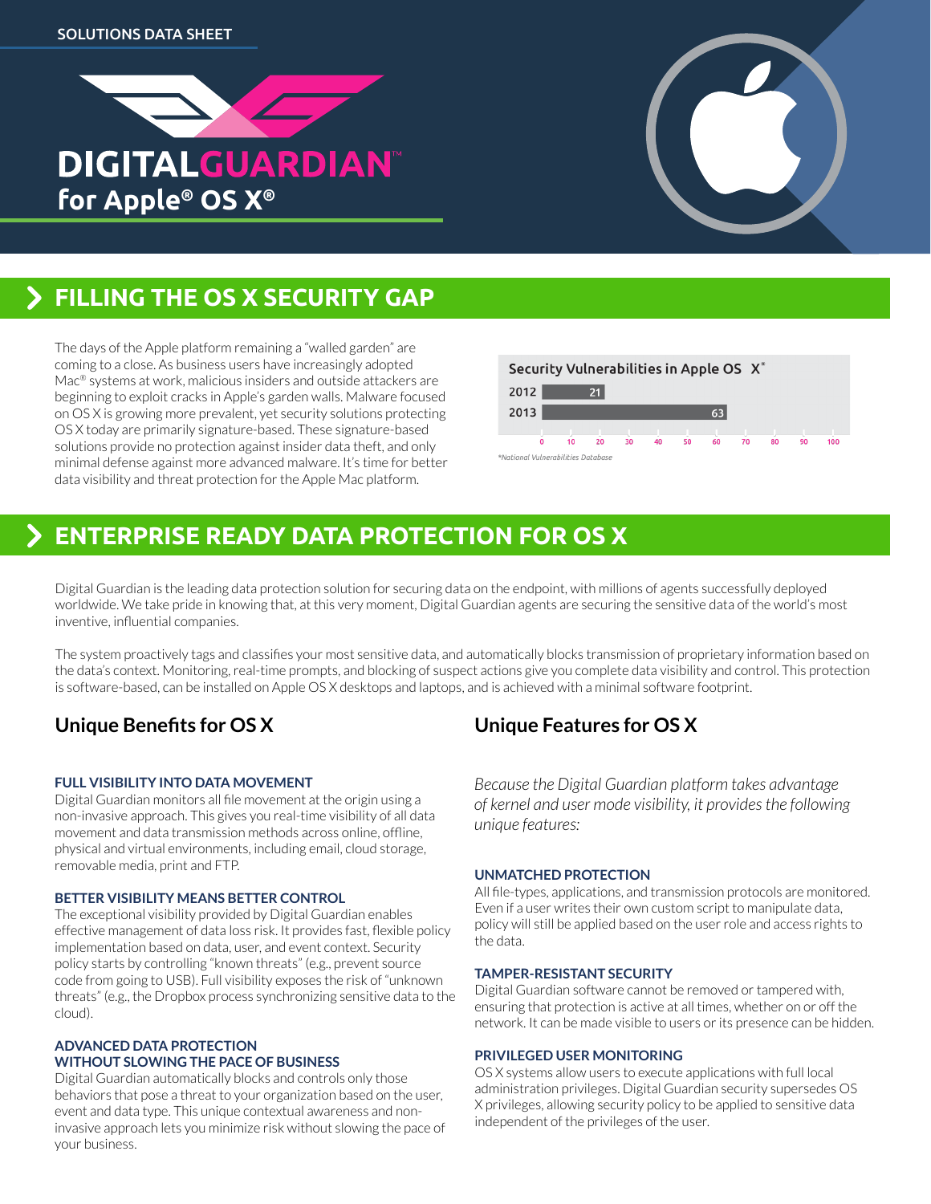SOLUTIONS DATA SHEET

# DIGITALGUARDIAN™ for Apple® OS X®

## FILLING THE OS X SECURITY GAP

The days of the Apple platform remaining a "walled garden" are coming to a close. As business users have increasingly adopted Mac® systems at work, malicious insiders and outside attackers are beginning to exploit cracks in Apple's garden walls. Malware focused on OS X is growing more prevalent, yet security solutions protecting OS X today are primarily signature-based. These signature-based solutions provide no protection against insider data theft, and only minimal defense against more advanced malware. It's time for better data visibility and threat protection for the Apple Mac platform.

**Security Vulnerabilities in Apple OS X***

| Year | Vulnerabilities |
| --- | --- |
| 2012 | 21 |
| 2013 | 63 |

*National Vulnerabilities Database

## ENTERPRISE READY DATA PROTECTION FOR OS X

Digital Guardian is the leading data protection solution for securing data on the endpoint, with millions of agents successfully deployed worldwide. We take pride in knowing that, at this very moment, Digital Guardian agents are securing the sensitive data of the world's most inventive, influential companies.

The system proactively tags and classifies your most sensitive data, and automatically blocks transmission of proprietary information based on the data's context. Monitoring, real-time prompts, and blocking of suspect actions give you complete data visibility and control. This protection is software-based, can be installed on Apple OS X desktops and laptops, and is achieved with a minimal software footprint.

### Unique Benefits for OS X

**FULL VISIBILITY INTO DATA MOVEMENT**

Digital Guardian monitors all file movement at the origin using a non-invasive approach. This gives you real-time visibility of all data movement and data transmission methods across online, offline, physical and virtual environments, including email, cloud storage, removable media, print and FTP.

**BETTER VISIBILITY MEANS BETTER CONTROL**

The exceptional visibility provided by Digital Guardian enables effective management of data loss risk. It provides fast, flexible policy implementation based on data, user, and event context. Security policy starts by controlling "known threats" (e.g., prevent source code from going to USB). Full visibility exposes the risk of "unknown threats" (e.g., the Dropbox process synchronizing sensitive data to the cloud).

**ADVANCED DATA PROTECTION WITHOUT SLOWING THE PACE OF BUSINESS**

Digital Guardian automatically blocks and controls only those behaviors that pose a threat to your organization based on the user, event and data type. This unique contextual awareness and non-invasive approach lets you minimize risk without slowing the pace of your business.

### Unique Features for OS X

*Because the Digital Guardian platform takes advantage of kernel and user mode visibility, it provides the following unique features:*

**UNMATCHED PROTECTION**

All file-types, applications, and transmission protocols are monitored. Even if a user writes their own custom script to manipulate data, policy will still be applied based on the user role and access rights to the data.

**TAMPER-RESISTANT SECURITY**

Digital Guardian software cannot be removed or tampered with, ensuring that protection is active at all times, whether on or off the network. It can be made visible to users or its presence can be hidden.

**PRIVILEGED USER MONITORING**

OS X systems allow users to execute applications with full local administration privileges. Digital Guardian security supersedes OS X privileges, allowing security policy to be applied to sensitive data independent of the privileges of the user.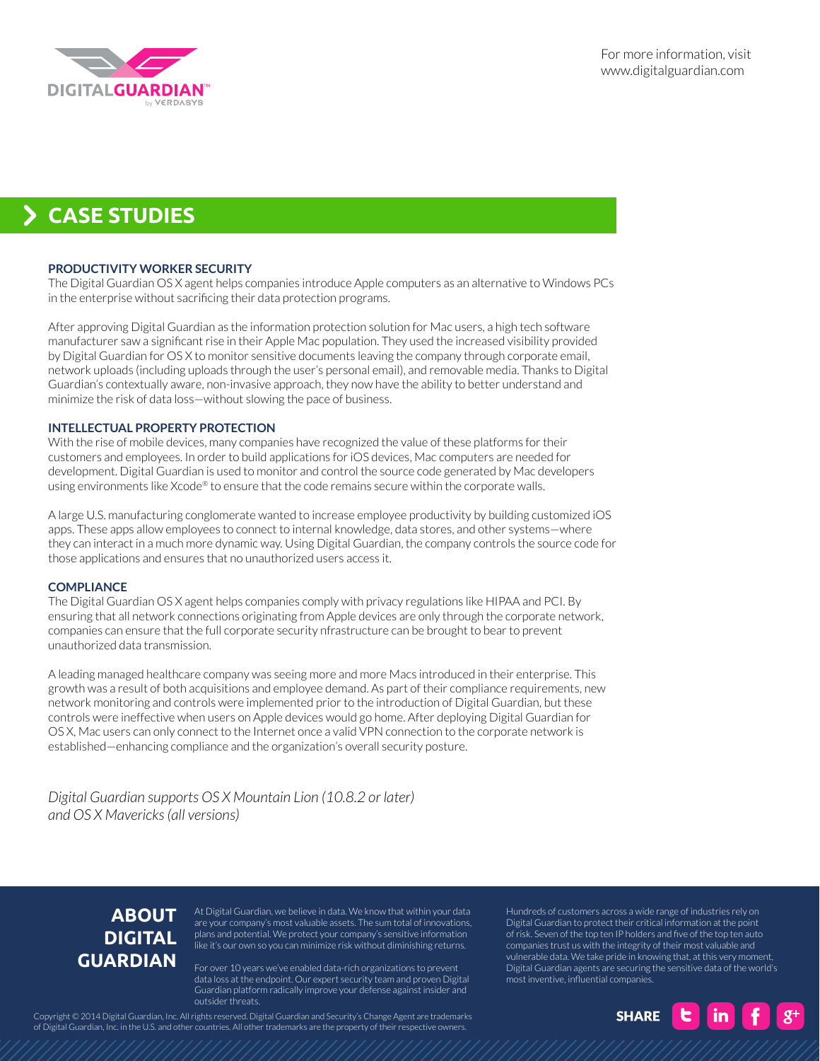For more information, visit www.digitalguardian.com

## CASE STUDIES

### PRODUCTIVITY WORKER SECURITY

The Digital Guardian OS X agent helps companies introduce Apple computers as an alternative to Windows PCs in the enterprise without sacrificing their data protection programs.

After approving Digital Guardian as the information protection solution for Mac users, a high tech software manufacturer saw a significant rise in their Apple Mac population. They used the increased visibility provided by Digital Guardian for OS X to monitor sensitive documents leaving the company through corporate email, network uploads (including uploads through the user's personal email), and removable media. Thanks to Digital Guardian's contextually aware, non-invasive approach, they now have the ability to better understand and minimize the risk of data loss—without slowing the pace of business.

### INTELLECTUAL PROPERTY PROTECTION

With the rise of mobile devices, many companies have recognized the value of these platforms for their customers and employees. In order to build applications for iOS devices, Mac computers are needed for development. Digital Guardian is used to monitor and control the source code generated by Mac developers using environments like Xcode® to ensure that the code remains secure within the corporate walls.

A large U.S. manufacturing conglomerate wanted to increase employee productivity by building customized iOS apps. These apps allow employees to connect to internal knowledge, data stores, and other systems—where they can interact in a much more dynamic way. Using Digital Guardian, the company controls the source code for those applications and ensures that no unauthorized users access it.

### COMPLIANCE

The Digital Guardian OS X agent helps companies comply with privacy regulations like HIPAA and PCI. By ensuring that all network connections originating from Apple devices are only through the corporate network, companies can ensure that the full corporate security nfrastructure can be brought to bear to prevent unauthorized data transmission.

A leading managed healthcare company was seeing more and more Macs introduced in their enterprise. This growth was a result of both acquisitions and employee demand. As part of their compliance requirements, new network monitoring and controls were implemented prior to the introduction of Digital Guardian, but these controls were ineffective when users on Apple devices would go home. After deploying Digital Guardian for OS X, Mac users can only connect to the Internet once a valid VPN connection to the corporate network is established—enhancing compliance and the organization's overall security posture.

*Digital Guardian supports OS X Mountain Lion (10.8.2 or later) and OS X Mavericks (all versions)*

## ABOUT DIGITAL GUARDIAN

At Digital Guardian, we believe in data. We know that within your data are your company's most valuable assets. The sum total of innovations, plans and potential. We protect your company's sensitive information like it's our own so you can minimize risk without diminishing returns.

For over 10 years we've enabled data-rich organizations to prevent data loss at the endpoint. Our expert security team and proven Digital Guardian platform radically improve your defense against insider and outsider threats.

Hundreds of customers across a wide range of industries rely on Digital Guardian to protect their critical information at the point of risk. Seven of the top ten IP holders and five of the top ten auto companies trust us with the integrity of their most valuable and vulnerable data. We take pride in knowing that, at this very moment, Digital Guardian agents are securing the sensitive data of the world's most inventive, influential companies.

Copyright © 2014 Digital Guardian, Inc. All rights reserved. Digital Guardian and Security's Change Agent are trademarks of Digital Guardian, Inc. in the U.S. and other countries. All other trademarks are the property of their respective owners.

SHARE